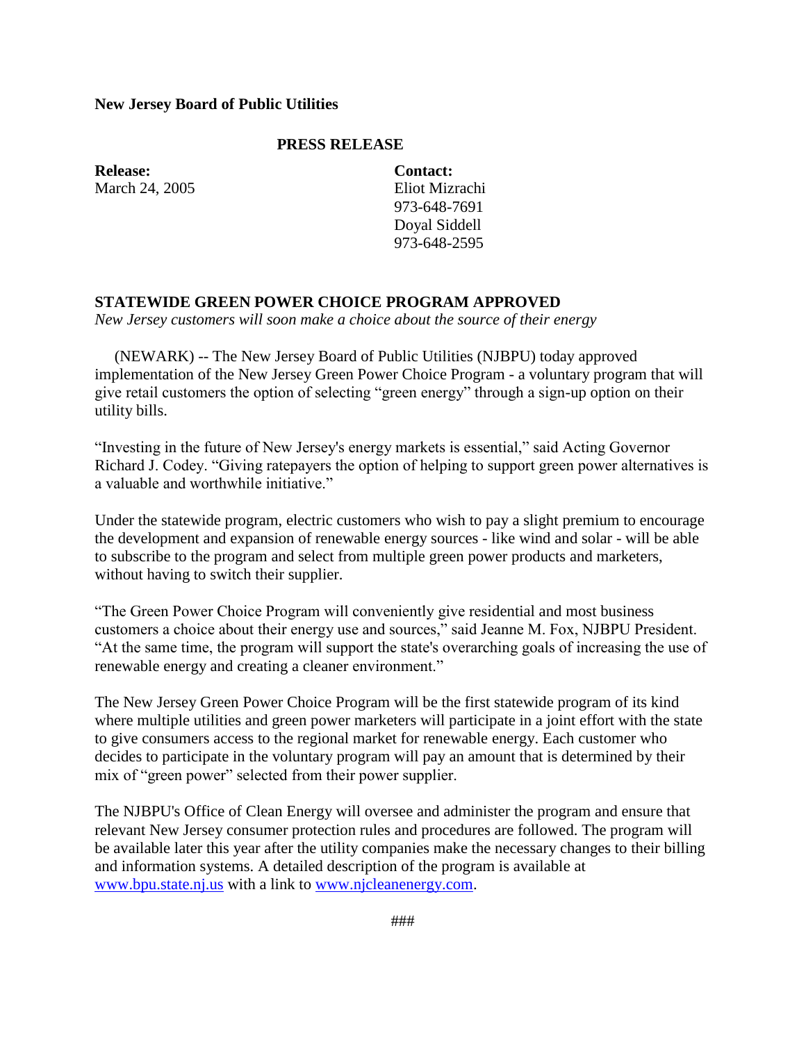**New Jersey Board of Public Utilities**

**PRESS RELEASE**

**Release:**
March 24, 2005

**Contact:**
Eliot Mizrachi
973-648-7691
Doyal Siddell
973-648-2595

## STATEWIDE GREEN POWER CHOICE PROGRAM APPROVED

*New Jersey customers will soon make a choice about the source of their energy*

(NEWARK) -- The New Jersey Board of Public Utilities (NJBPU) today approved implementation of the New Jersey Green Power Choice Program - a voluntary program that will give retail customers the option of selecting "green energy" through a sign-up option on their utility bills.

"Investing in the future of New Jersey's energy markets is essential," said Acting Governor Richard J. Codey. "Giving ratepayers the option of helping to support green power alternatives is a valuable and worthwhile initiative."

Under the statewide program, electric customers who wish to pay a slight premium to encourage the development and expansion of renewable energy sources - like wind and solar - will be able to subscribe to the program and select from multiple green power products and marketers, without having to switch their supplier.

"The Green Power Choice Program will conveniently give residential and most business customers a choice about their energy use and sources," said Jeanne M. Fox, NJBPU President. "At the same time, the program will support the state's overarching goals of increasing the use of renewable energy and creating a cleaner environment."

The New Jersey Green Power Choice Program will be the first statewide program of its kind where multiple utilities and green power marketers will participate in a joint effort with the state to give consumers access to the regional market for renewable energy. Each customer who decides to participate in the voluntary program will pay an amount that is determined by their mix of "green power" selected from their power supplier.

The NJBPU's Office of Clean Energy will oversee and administer the program and ensure that relevant New Jersey consumer protection rules and procedures are followed. The program will be available later this year after the utility companies make the necessary changes to their billing and information systems. A detailed description of the program is available at www.bpu.state.nj.us with a link to www.njcleanenergy.com.

###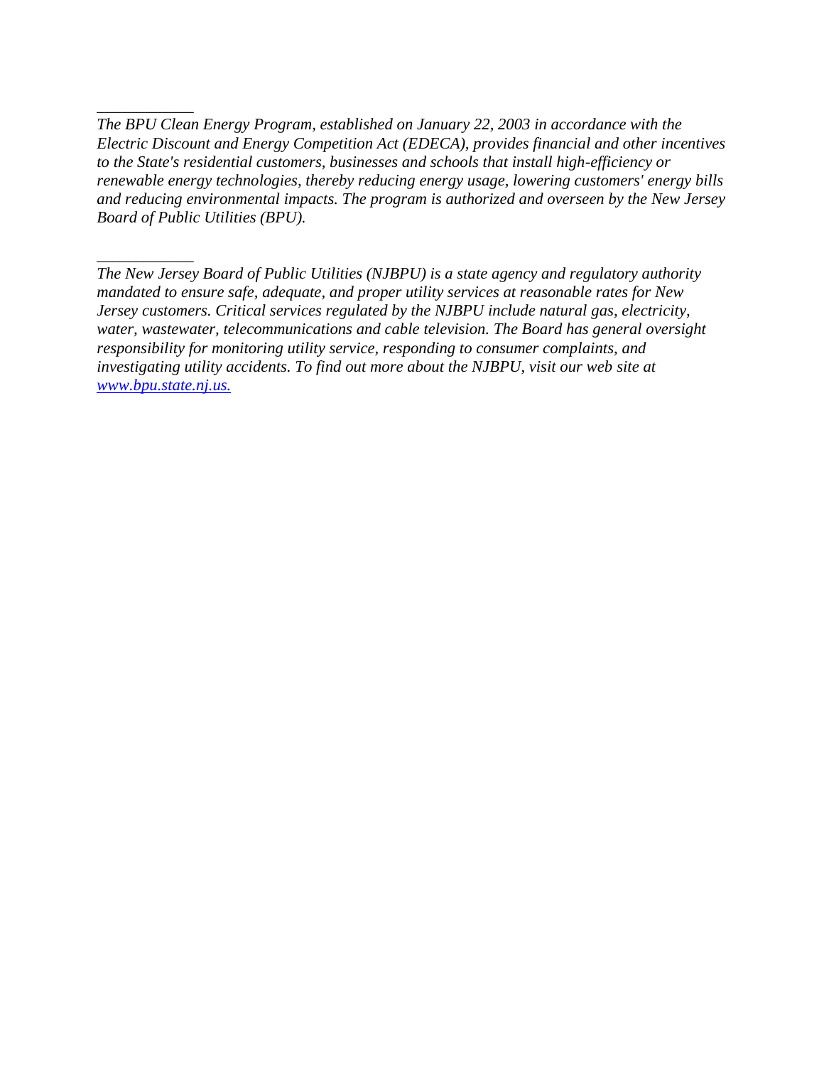\_\_\_\_\_\_\_\_\_\_\_\_

*The BPU Clean Energy Program, established on January 22, 2003 in accordance with the Electric Discount and Energy Competition Act (EDECA), provides financial and other incentives to the State's residential customers, businesses and schools that install high-efficiency or renewable energy technologies, thereby reducing energy usage, lowering customers' energy bills and reducing environmental impacts. The program is authorized and overseen by the New Jersey Board of Public Utilities (BPU).*

\_\_\_\_\_\_\_\_\_\_\_\_

*The New Jersey Board of Public Utilities (NJBPU) is a state agency and regulatory authority mandated to ensure safe, adequate, and proper utility services at reasonable rates for New Jersey customers. Critical services regulated by the NJBPU include natural gas, electricity, water, wastewater, telecommunications and cable television. The Board has general oversight responsibility for monitoring utility service, responding to consumer complaints, and investigating utility accidents. To find out more about the NJBPU, visit our web site at [www.bpu.state.nj.us.](http://www.bpu.state.nj.us)*